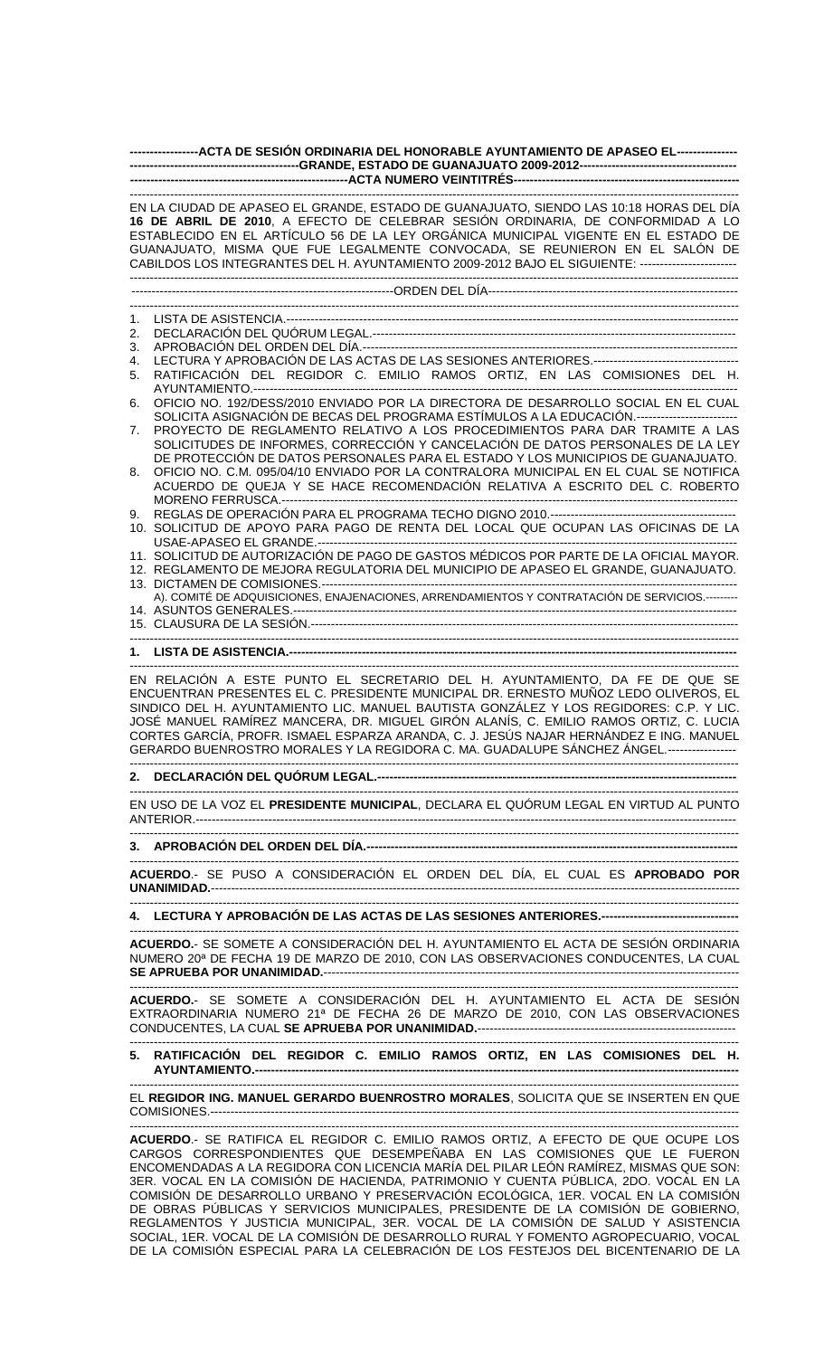**ACTA DE SESIÓN ORDINARIA DEL HONORABLE AYUNTAMIENTO DE APASEO EL GRANDE, ESTADO DE GUANAJUATO 2009-2012**

**ACTA NUMERO VEINTITRÉS**

EN LA CIUDAD DE APASEO EL GRANDE, ESTADO DE GUANAJUATO, SIENDO LAS 10:18 HORAS DEL DÍA **16 DE ABRIL DE 2010**, A EFECTO DE CELEBRAR SESIÓN ORDINARIA, DE CONFORMIDAD A LO ESTABLECIDO EN EL ARTÍCULO 56 DE LA LEY ORGÁNICA MUNICIPAL VIGENTE EN EL ESTADO DE GUANAJUATO, MISMA QUE FUE LEGALMENTE CONVOCADA, SE REUNIERON EN EL SALÓN DE CABILDOS LOS INTEGRANTES DEL H. AYUNTAMIENTO 2009-2012 BAJO EL SIGUIENTE:

ORDEN DEL DÍA

1. LISTA DE ASISTENCIA.
2. DECLARACIÓN DEL QUÓRUM LEGAL.
3. APROBACIÓN DEL ORDEN DEL DÍA.
4. LECTURA Y APROBACIÓN DE LAS ACTAS DE LAS SESIONES ANTERIORES.
5. RATIFICACIÓN DEL REGIDOR C. EMILIO RAMOS ORTIZ, EN LAS COMISIONES DEL H. AYUNTAMIENTO.
6. OFICIO NO. 192/DESS/2010 ENVIADO POR LA DIRECTORA DE DESARROLLO SOCIAL EN EL CUAL SOLICITA ASIGNACIÓN DE BECAS DEL PROGRAMA ESTÍMULOS A LA EDUCACIÓN.
7. PROYECTO DE REGLAMENTO RELATIVO A LOS PROCEDIMIENTOS PARA DAR TRAMITE A LAS SOLICITUDES DE INFORMES, CORRECCIÓN Y CANCELACIÓN DE DATOS PERSONALES DE LA LEY DE PROTECCIÓN DE DATOS PERSONALES PARA EL ESTADO Y LOS MUNICIPIOS DE GUANAJUATO.
8. OFICIO NO. C.M. 095/04/10 ENVIADO POR LA CONTRALORA MUNICIPAL EN EL CUAL SE NOTIFICA ACUERDO DE QUEJA Y SE HACE RECOMENDACIÓN RELATIVA A ESCRITO DEL C. ROBERTO MORENO FERRUSCA.
9. REGLAS DE OPERACIÓN PARA EL PROGRAMA TECHO DIGNO 2010.
10. SOLICITUD DE APOYO PARA PAGO DE RENTA DEL LOCAL QUE OCUPAN LAS OFICINAS DE LA USAE-APASEO EL GRANDE.
11. SOLICITUD DE AUTORIZACIÓN DE PAGO DE GASTOS MÉDICOS POR PARTE DE LA OFICIAL MAYOR.
12. REGLAMENTO DE MEJORA REGULATORIA DEL MUNICIPIO DE APASEO EL GRANDE, GUANAJUATO.
13. DICTAMEN DE COMISIONES.
    A). COMITÉ DE ADQUISICIONES, ENAJENACIONES, ARRENDAMIENTOS Y CONTRATACIÓN DE SERVICIOS.
14. ASUNTOS GENERALES.
15. CLAUSURA DE LA SESIÓN.

**1. LISTA DE ASISTENCIA.**

EN RELACIÓN A ESTE PUNTO EL SECRETARIO DEL H. AYUNTAMIENTO, DA FE DE QUE SE ENCUENTRAN PRESENTES EL C. PRESIDENTE MUNICIPAL DR. ERNESTO MUÑOZ LEDO OLIVEROS, EL SINDICO DEL H. AYUNTAMIENTO LIC. MANUEL BAUTISTA GONZÁLEZ Y LOS REGIDORES: C.P. Y LIC. JOSÉ MANUEL RAMÍREZ MANCERA, DR. MIGUEL GIRÓN ALANÍS, C. EMILIO RAMOS ORTIZ, C. LUCIA CORTES GARCÍA, PROFR. ISMAEL ESPARZA ARANDA, C. J. JESÚS NAJAR HERNÁNDEZ E ING. MANUEL GERARDO BUENROSTRO MORALES Y LA REGIDORA C. MA. GUADALUPE SÁNCHEZ ÁNGEL.

**2. DECLARACIÓN DEL QUÓRUM LEGAL.**

EN USO DE LA VOZ EL **PRESIDENTE MUNICIPAL**, DECLARA EL QUÓRUM LEGAL EN VIRTUD AL PUNTO ANTERIOR.

**3. APROBACIÓN DEL ORDEN DEL DÍA.**

**ACUERDO**.- SE PUSO A CONSIDERACIÓN EL ORDEN DEL DÍA, EL CUAL ES **APROBADO POR UNANIMIDAD.**

**4. LECTURA Y APROBACIÓN DE LAS ACTAS DE LAS SESIONES ANTERIORES.**

**ACUERDO.**- SE SOMETE A CONSIDERACIÓN DEL H. AYUNTAMIENTO EL ACTA DE SESIÓN ORDINARIA NUMERO 20ª DE FECHA 19 DE MARZO DE 2010, CON LAS OBSERVACIONES CONDUCENTES, LA CUAL **SE APRUEBA POR UNANIMIDAD.**

**ACUERDO.**- SE SOMETE A CONSIDERACIÓN DEL H. AYUNTAMIENTO EL ACTA DE SESIÓN EXTRAORDINARIA NUMERO 21ª DE FECHA 26 DE MARZO DE 2010, CON LAS OBSERVACIONES CONDUCENTES, LA CUAL **SE APRUEBA POR UNANIMIDAD.**

**5. RATIFICACIÓN DEL REGIDOR C. EMILIO RAMOS ORTIZ, EN LAS COMISIONES DEL H. AYUNTAMIENTO.**

EL **REGIDOR ING. MANUEL GERARDO BUENROSTRO MORALES**, SOLICITA QUE SE INSERTEN EN QUE COMISIONES.

**ACUERDO**.- SE RATIFICA EL REGIDOR C. EMILIO RAMOS ORTIZ, A EFECTO DE QUE OCUPE LOS CARGOS CORRESPONDIENTES QUE DESEMPEÑABA EN LAS COMISIONES QUE LE FUERON ENCOMENDADAS A LA REGIDORA CON LICENCIA MARÍA DEL PILAR LEÓN RAMÍREZ, MISMAS QUE SON: 3ER. VOCAL EN LA COMISIÓN DE HACIENDA, PATRIMONIO Y CUENTA PÚBLICA, 2DO. VOCAL EN LA COMISIÓN DE DESARROLLO URBANO Y PRESERVACIÓN ECOLÓGICA, 1ER. VOCAL EN LA COMISIÓN DE OBRAS PÚBLICAS Y SERVICIOS MUNICIPALES, PRESIDENTE DE LA COMISIÓN DE GOBIERNO, REGLAMENTOS Y JUSTICIA MUNICIPAL, 3ER. VOCAL DE LA COMISIÓN DE SALUD Y ASISTENCIA SOCIAL, 1ER. VOCAL DE LA COMISIÓN DE DESARROLLO RURAL Y FOMENTO AGROPECUARIO, VOCAL DE LA COMISIÓN ESPECIAL PARA LA CELEBRACIÓN DE LOS FESTEJOS DEL BICENTENARIO DE LA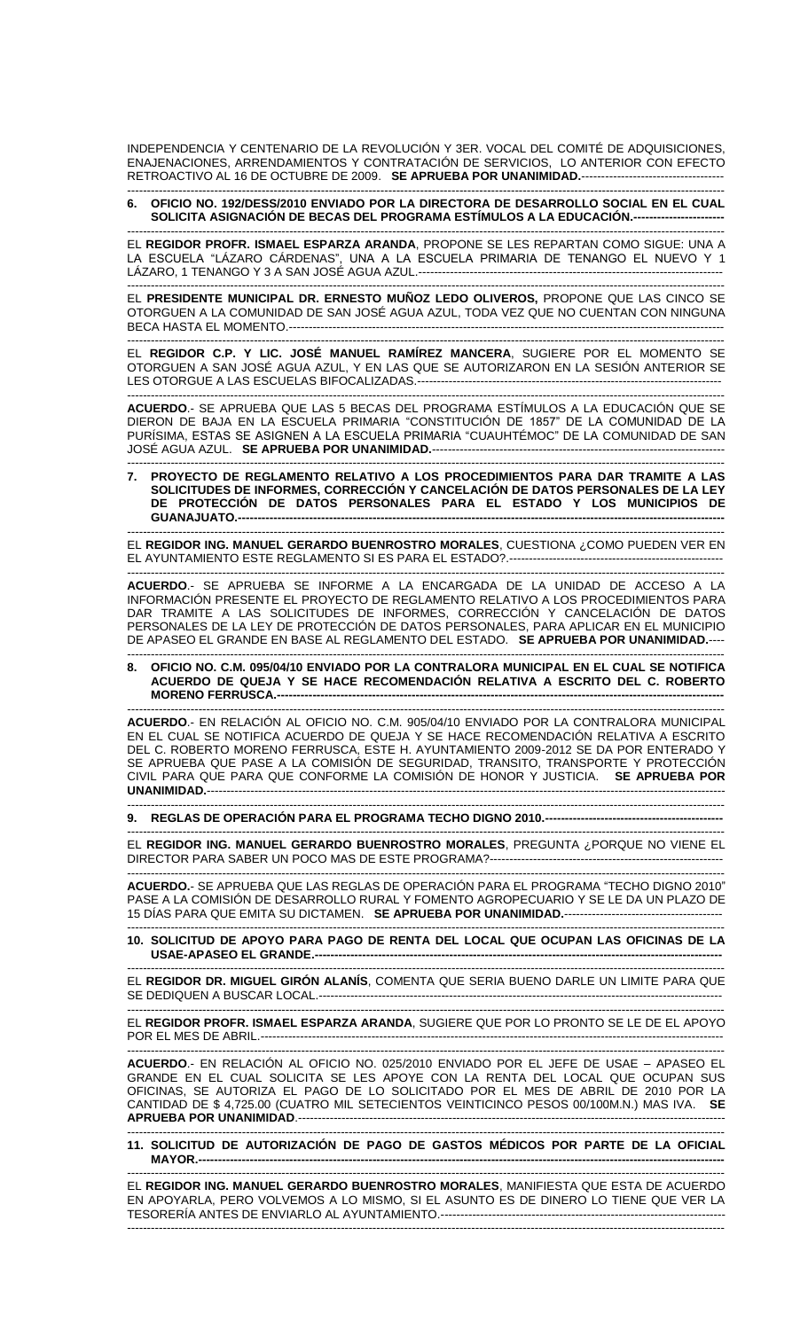INDEPENDENCIA Y CENTENARIO DE LA REVOLUCIÓN Y 3ER. VOCAL DEL COMITÉ DE ADQUISICIONES, ENAJENACIONES, ARRENDAMIENTOS Y CONTRATACIÓN DE SERVICIOS, LO ANTERIOR CON EFECTO RETROACTIVO AL 16 DE OCTUBRE DE 2009. **SE APRUEBA POR UNANIMIDAD.**------------------------------------

---

**6. OFICIO NO. 192/DESS/2010 ENVIADO POR LA DIRECTORA DE DESARROLLO SOCIAL EN EL CUAL SOLICITA ASIGNACIÓN DE BECAS DEL PROGRAMA ESTÍMULOS A LA EDUCACIÓN.-----------------------**

---

EL **REGIDOR PROFR. ISMAEL ESPARZA ARANDA**, PROPONE SE LES REPARTAN COMO SIGUE: UNA A LA ESCUELA "LÁZARO CÁRDENAS", UNA A LA ESCUELA PRIMARIA DE TENANGO EL NUEVO Y 1 LÁZARO, 1 TENANGO Y 3 A SAN JOSÉ AGUA AZUL.----------------------------------------------------------------------------

---

EL **PRESIDENTE MUNICIPAL DR. ERNESTO MUÑOZ LEDO OLIVEROS,** PROPONE QUE LAS CINCO SE OTORGUEN A LA COMUNIDAD DE SAN JOSÉ AGUA AZUL, TODA VEZ QUE NO CUENTAN CON NINGUNA BECA HASTA EL MOMENTO.-------------------------------------------------------------------------------------------------------------

---

EL **REGIDOR C.P. Y LIC. JOSÉ MANUEL RAMÍREZ MANCERA**, SUGIERE POR EL MOMENTO SE OTORGUEN A SAN JOSÉ AGUA AZUL, Y EN LAS QUE SE AUTORIZARON EN LA SESIÓN ANTERIOR SE LES OTORGUE A LAS ESCUELAS BIFOCALIZADAS.------------------------------------------------------------------------------

---

**ACUERDO**.- SE APRUEBA QUE LAS 5 BECAS DEL PROGRAMA ESTÍMULOS A LA EDUCACIÓN QUE SE DIERON DE BAJA EN LA ESCUELA PRIMARIA "CONSTITUCIÓN DE 1857" DE LA COMUNIDAD DE LA PURÍSIMA, ESTAS SE ASIGNEN A LA ESCUELA PRIMARIA "CUAUHTÉMOC" DE LA COMUNIDAD DE SAN JOSÉ AGUA AZUL. **SE APRUEBA POR UNANIMIDAD.**-------------------------------------------------------------------

---

**7. PROYECTO DE REGLAMENTO RELATIVO A LOS PROCEDIMIENTOS PARA DAR TRAMITE A LAS SOLICITUDES DE INFORMES, CORRECCIÓN Y CANCELACIÓN DE DATOS PERSONALES DE LA LEY DE PROTECCIÓN DE DATOS PERSONALES PARA EL ESTADO Y LOS MUNICIPIOS DE GUANAJUATO.-------------------------------------------------------------------------------------------------------------------**

---

EL **REGIDOR ING. MANUEL GERARDO BUENROSTRO MORALES**, CUESTIONA ¿COMO PUEDEN VER EN EL AYUNTAMIENTO ESTE REGLAMENTO SI ES PARA EL ESTADO?----------------------------------------------------

---

**ACUERDO**.- SE APRUEBA SE INFORME A LA ENCARGADA DE LA UNIDAD DE ACCESO A LA INFORMACIÓN PRESENTE EL PROYECTO DE REGLAMENTO RELATIVO A LOS PROCEDIMIENTOS PARA DAR TRAMITE A LAS SOLICITUDES DE INFORMES, CORRECCIÓN Y CANCELACIÓN DE DATOS PERSONALES DE LA LEY DE PROTECCIÓN DE DATOS PERSONALES, PARA APLICAR EN EL MUNICIPIO DE APASEO EL GRANDE EN BASE AL REGLAMENTO DEL ESTADO. **SE APRUEBA POR UNANIMIDAD.**----

---

**8. OFICIO NO. C.M. 095/04/10 ENVIADO POR LA CONTRALORA MUNICIPAL EN EL CUAL SE NOTIFICA ACUERDO DE QUEJA Y SE HACE RECOMENDACIÓN RELATIVA A ESCRITO DEL C. ROBERTO MORENO FERRUSCA.----------------------------------------------------------------------------------------------------------------**

---

**ACUERDO**.- EN RELACIÓN AL OFICIO NO. C.M. 905/04/10 ENVIADO POR LA CONTRALORA MUNICIPAL EN EL CUAL SE NOTIFICA ACUERDO DE QUEJA Y SE HACE RECOMENDACIÓN RELATIVA A ESCRITO DEL C. ROBERTO MORENO FERRUSCA, ESTE H. AYUNTAMIENTO 2009-2012 SE DA POR ENTERADO Y SE APRUEBA QUE PASE A LA COMISIÓN DE SEGURIDAD, TRANSITO, TRANSPORTE Y PROTECCIÓN CIVIL PARA QUE PARA QUE CONFORME LA COMISIÓN DE HONOR Y JUSTICIA. **SE APRUEBA POR UNANIMIDAD.**---------------------------------------------------------------------------------------------------------------------------

---

**9. REGLAS DE OPERACIÓN PARA EL PROGRAMA TECHO DIGNO 2010.---------------------------------------------**

---

EL **REGIDOR ING. MANUEL GERARDO BUENROSTRO MORALES**, PREGUNTA ¿PORQUE NO VIENE EL DIRECTOR PARA SABER UN POCO MAS DE ESTE PROGRAMA?---------------------------------------------------------

---

**ACUERDO.**- SE APRUEBA QUE LAS REGLAS DE OPERACIÓN PARA EL PROGRAMA "TECHO DIGNO 2010" PASE A LA COMISIÓN DE DESARROLLO RURAL Y FOMENTO AGROPECUARIO Y SE LE DA UN PLAZO DE 15 DÍAS PARA QUE EMITA SU DICTAMEN. **SE APRUEBA POR UNANIMIDAD.**----------------------------------------

---

**10. SOLICITUD DE APOYO PARA PAGO DE RENTA DEL LOCAL QUE OCUPAN LAS OFICINAS DE LA USAE-APASEO EL GRANDE.-----------------------------------------------------------------------------------------------------**

---

EL **REGIDOR DR. MIGUEL GIRÓN ALANÍS**, COMENTA QUE SERIA BUENO DARLE UN LIMITE PARA QUE SE DEDIQUEN A BUSCAR LOCAL.---------------------------------------------------------------------------------------------------------

---

EL **REGIDOR PROFR. ISMAEL ESPARZA ARANDA**, SUGIERE QUE POR LO PRONTO SE LE DE EL APOYO POR EL MES DE ABRIL.-----------------------------------------------------------------------------------------------------------------

---

**ACUERDO**.- EN RELACIÓN AL OFICIO NO. 025/2010 ENVIADO POR EL JEFE DE USAE – APASEO EL GRANDE EN EL CUAL SOLICITA SE LES APOYE CON LA RENTA DEL LOCAL QUE OCUPAN SUS OFICINAS, SE AUTORIZA EL PAGO DE LO SOLICITADO POR EL MES DE ABRIL DE 2010 POR LA CANTIDAD DE $ 4,725.00 (CUATRO MIL SETECIENTOS VEINTICINCO PESOS 00/100M.N.) MAS IVA. **SE APRUEBA POR UNANIMIDAD**.------------------------------------------------------------------------------------------------------------

---

**11. SOLICITUD DE AUTORIZACIÓN DE PAGO DE GASTOS MÉDICOS POR PARTE DE LA OFICIAL MAYOR.--------------------------------------------------------------------------------------------------------------------------------**

---

EL **REGIDOR ING. MANUEL GERARDO BUENROSTRO MORALES**, MANIFIESTA QUE ESTA DE ACUERDO EN APOYARLA, PERO VOLVEMOS A LO MISMO, SI EL ASUNTO ES DE DINERO LO TIENE QUE VER LA TESORERÍA ANTES DE ENVIARLO AL AYUNTAMIENTO.------------------------------------------------------------------------

---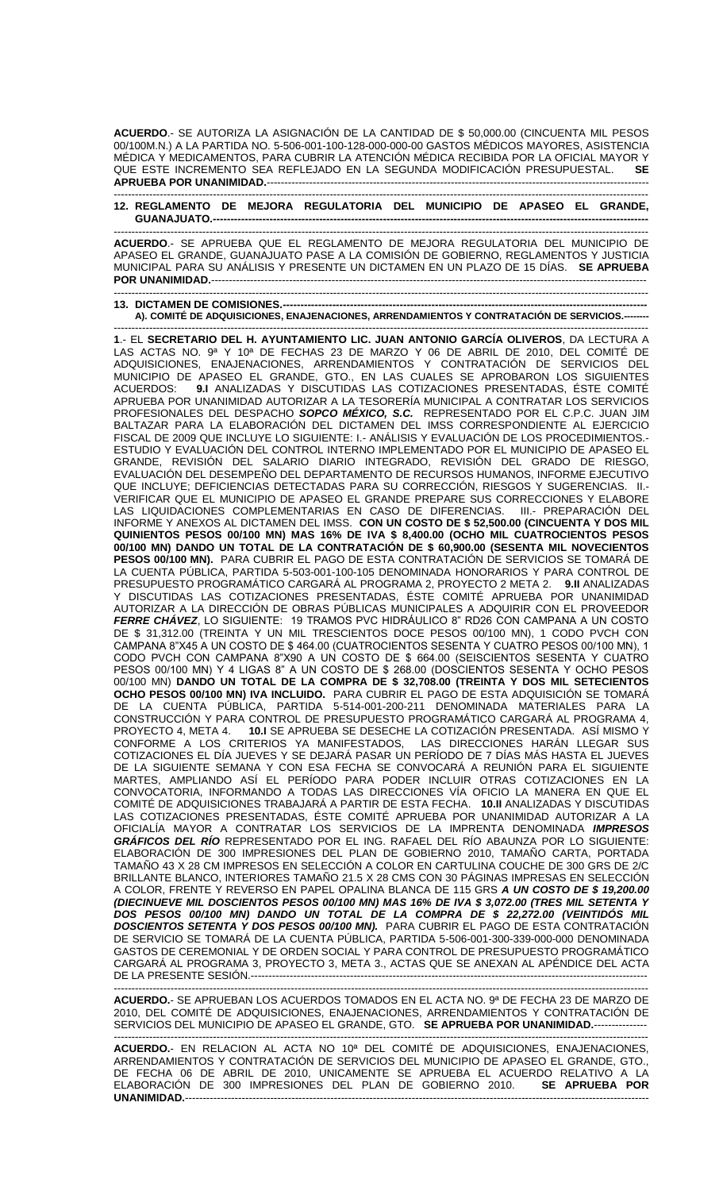**ACUERDO**.- SE AUTORIZA LA ASIGNACIÓN DE LA CANTIDAD DE $ 50,000.00 (CINCUENTA MIL PESOS 00/100M.N.) A LA PARTIDA NO. 5-506-001-100-128-000-000-00 GASTOS MÉDICOS MAYORES, ASISTENCIA MÉDICA Y MEDICAMENTOS, PARA CUBRIR LA ATENCIÓN MÉDICA RECIBIDA POR LA OFICIAL MAYOR Y QUE ESTE INCREMENTO SEA REFLEJADO EN LA SEGUNDA MODIFICACIÓN PRESUPUESTAL. **SE APRUEBA POR UNANIMIDAD.**------------------------------------------------------------------------------------------------------------

------------------------------------------------------------------------------------------------------------------------------------

**12. REGLAMENTO DE MEJORA REGULATORIA DEL MUNICIPIO DE APASEO EL GRANDE, GUANAJUATO.**----------------------------------------------------------------------------------------------------------------

------------------------------------------------------------------------------------------------------------------------------------

**ACUERDO**.- SE APRUEBA QUE EL REGLAMENTO DE MEJORA REGULATORIA DEL MUNICIPIO DE APASEO EL GRANDE, GUANAJUATO PASE A LA COMISIÓN DE GOBIERNO, REGLAMENTOS Y JUSTICIA MUNICIPAL PARA SU ANÁLISIS Y PRESENTE UN DICTAMEN EN UN PLAZO DE 15 DÍAS. **SE APRUEBA POR UNANIMIDAD.**---------------------------------------------------------------------------------------------------------------

------------------------------------------------------------------------------------------------------------------------------------

**13. DICTAMEN DE COMISIONES.**------------------------------------------------------------------------------------------------
**A). COMITÉ DE ADQUISICIONES, ENAJENACIONES, ARRENDAMIENTOS Y CONTRATACIÓN DE SERVICIOS.**--------

------------------------------------------------------------------------------------------------------------------------------------

**1**.- EL **SECRETARIO DEL H. AYUNTAMIENTO LIC. JUAN ANTONIO GARCÍA OLIVEROS**, DA LECTURA A LAS ACTAS NO. 9ª Y 10ª DE FECHAS 23 DE MARZO Y 06 DE ABRIL DE 2010, DEL COMITÉ DE ADQUISICIONES, ENAJENACIONES, ARRENDAMIENTOS Y CONTRATACIÓN DE SERVICIOS DEL MUNICIPIO DE APASEO EL GRANDE, GTO., EN LAS CUALES SE APROBARON LOS SIGUIENTES ACUERDOS: **9.I** ANALIZADAS Y DISCUTIDAS LAS COTIZACIONES PRESENTADAS, ÉSTE COMITÉ APRUEBA POR UNANIMIDAD AUTORIZAR A LA TESORERÍA MUNICIPAL A CONTRATAR LOS SERVICIOS PROFESIONALES DEL DESPACHO ***SOPCO MÉXICO, S.C.*** REPRESENTADO POR EL C.P.C. JUAN JIM BALTAZAR PARA LA ELABORACIÓN DEL DICTAMEN DEL IMSS CORRESPONDIENTE AL EJERCICIO FISCAL DE 2009 QUE INCLUYE LO SIGUIENTE: I.- ANÁLISIS Y EVALUACIÓN DE LOS PROCEDIMIENTOS.- ESTUDIO Y EVALUACIÓN DEL CONTROL INTERNO IMPLEMENTADO POR EL MUNICIPIO DE APASEO EL GRANDE, REVISIÓN DEL SALARIO DIARIO INTEGRADO, REVISIÓN DEL GRADO DE RIESGO, EVALUACIÓN DEL DESEMPEÑO DEL DEPARTAMENTO DE RECURSOS HUMANOS, INFORME EJECUTIVO QUE INCLUYE; DEFICIENCIAS DETECTADAS PARA SU CORRECCIÓN, RIESGOS Y SUGERENCIAS. II.- VERIFICAR QUE EL MUNICIPIO DE APASEO EL GRANDE PREPARE SUS CORRECCIONES Y ELABORE LAS LIQUIDACIONES COMPLEMENTARIAS EN CASO DE DIFERENCIAS. III.- PREPARACIÓN DEL INFORME Y ANEXOS AL DICTAMEN DEL IMSS. **CON UN COSTO DE $ 52,500.00 (CINCUENTA Y DOS MIL QUINIENTOS PESOS 00/100 MN) MAS 16% DE IVA $ 8,400.00 (OCHO MIL CUATROCIENTOS PESOS 00/100 MN) DANDO UN TOTAL DE LA CONTRATACIÓN DE $ 60,900.00 (SESENTA MIL NOVECIENTOS PESOS 00/100 MN).** PARA CUBRIR EL PAGO DE ESTA CONTRATACIÓN DE SERVICIOS SE TOMARÁ DE LA CUENTA PÚBLICA, PARTIDA 5-503-001-100-105 DENOMINADA HONORARIOS Y PARA CONTROL DE PRESUPUESTO PROGRAMÁTICO CARGARÁ AL PROGRAMA 2, PROYECTO 2 META 2. **9.II** ANALIZADAS Y DISCUTIDAS LAS COTIZACIONES PRESENTADAS, ÉSTE COMITÉ APRUEBA POR UNANIMIDAD AUTORIZAR A LA DIRECCIÓN DE OBRAS PÚBLICAS MUNICIPALES A ADQUIRIR CON EL PROVEEDOR ***FERRE CHÁVEZ***, LO SIGUIENTE: 19 TRAMOS PVC HIDRÁULICO 8" RD26 CON CAMPANA A UN COSTO DE $ 31,312.00 (TREINTA Y UN MIL TRESCIENTOS DOCE PESOS 00/100 MN), 1 CODO PVCH CON CAMPANA 8"X45 A UN COSTO DE $ 464.00 (CUATROCIENTOS SESENTA Y CUATRO PESOS 00/100 MN), 1 CODO PVCH CON CAMPANA 8"X90 A UN COSTO DE $ 664.00 (SEISCIENTOS SESENTA Y CUATRO PESOS 00/100 MN) Y 4 LIGAS 8" A UN COSTO DE $ 268.00 (DOSCIENTOS SESENTA Y OCHO PESOS 00/100 MN) **DANDO UN TOTAL DE LA COMPRA DE $ 32,708.00 (TREINTA Y DOS MIL SETECIENTOS OCHO PESOS 00/100 MN) IVA INCLUIDO.** PARA CUBRIR EL PAGO DE ESTA ADQUISICIÓN SE TOMARÁ DE LA CUENTA PÚBLICA, PARTIDA 5-514-001-200-211 DENOMINADA MATERIALES PARA LA CONSTRUCCIÓN Y PARA CONTROL DE PRESUPUESTO PROGRAMÁTICO CARGARÁ AL PROGRAMA 4, PROYECTO 4, META 4. **10.I** SE APRUEBA SE DESECHE LA COTIZACIÓN PRESENTADA. ASÍ MISMO Y CONFORME A LOS CRITERIOS YA MANIFESTADOS, LAS DIRECCIONES HARÁN LLEGAR SUS COTIZACIONES EL DÍA JUEVES Y SE DEJARÁ PASAR UN PERÍODO DE 7 DÍAS MÁS HASTA EL JUEVES DE LA SIGUIENTE SEMANA Y CON ESA FECHA SE CONVOCARÁ A REUNIÓN PARA EL SIGUIENTE MARTES, AMPLIANDO ASÍ EL PERÍODO PARA PODER INCLUIR OTRAS COTIZACIONES EN LA CONVOCATORIA, INFORMANDO A TODAS LAS DIRECCIONES VÍA OFICIO LA MANERA EN QUE EL COMITÉ DE ADQUISICIONES TRABAJARÁ A PARTIR DE ESTA FECHA. **10.II** ANALIZADAS Y DISCUTIDAS LAS COTIZACIONES PRESENTADAS, ÉSTE COMITÉ APRUEBA POR UNANIMIDAD AUTORIZAR A LA OFICIALÍA MAYOR A CONTRATAR LOS SERVICIOS DE LA IMPRENTA DENOMINADA ***IMPRESOS GRÁFICOS DEL RÍO*** REPRESENTADO POR EL ING. RAFAEL DEL RÍO ABAUNZA POR LO SIGUIENTE: ELABORACIÓN DE 300 IMPRESIONES DEL PLAN DE GOBIERNO 2010, TAMAÑO CARTA, PORTADA TAMAÑO 43 X 28 CM IMPRESOS EN SELECCIÓN A COLOR EN CARTULINA COUCHE DE 300 GRS DE 2/C BRILLANTE BLANCO, INTERIORES TAMAÑO 21.5 X 28 CMS CON 30 PÁGINAS IMPRESAS EN SELECCIÓN A COLOR, FRENTE Y REVERSO EN PAPEL OPALINA BLANCA DE 115 GRS ***A UN COSTO DE $ 19,200.00 (DIECINUEVE MIL DOSCIENTOS PESOS 00/100 MN) MAS 16% DE IVA $ 3,072.00 (TRES MIL SETENTA Y DOS PESOS 00/100 MN) DANDO UN TOTAL DE LA COMPRA DE $ 22,272.00 (VEINTIDÓS MIL DOSCIENTOS SETENTA Y DOS PESOS 00/100 MN).*** PARA CUBRIR EL PAGO DE ESTA CONTRATACIÓN DE SERVICIO SE TOMARÁ DE LA CUENTA PÚBLICA, PARTIDA 5-506-001-300-339-000-000 DENOMINADA GASTOS DE CEREMONIAL Y DE ORDEN SOCIAL Y PARA CONTROL DE PRESUPUESTO PROGRAMÁTICO CARGARÁ AL PROGRAMA 3, PROYECTO 3, META 3., ACTAS QUE SE ANEXAN AL APÉNDICE DEL ACTA DE LA PRESENTE SESIÓN.-------------------------------------------------------------------------------------------------

------------------------------------------------------------------------------------------------------------------------------------

**ACUERDO.**- SE APRUEBAN LOS ACUERDOS TOMADOS EN EL ACTA NO. 9ª DE FECHA 23 DE MARZO DE 2010, DEL COMITÉ DE ADQUISICIONES, ENAJENACIONES, ARRENDAMIENTOS Y CONTRATACIÓN DE SERVICIOS DEL MUNICIPIO DE APASEO EL GRANDE, GTO. **SE APRUEBA POR UNANIMIDAD.**---------------

------------------------------------------------------------------------------------------------------------------------------------

**ACUERDO.**- EN RELACION AL ACTA NO 10ª DEL COMITÉ DE ADQUISICIONES, ENAJENACIONES, ARRENDAMIENTOS Y CONTRATACIÓN DE SERVICIOS DEL MUNICIPIO DE APASEO EL GRANDE, GTO., DE FECHA 06 DE ABRIL DE 2010, UNICAMENTE SE APRUEBA EL ACUERDO RELATIVO A LA ELABORACIÓN DE 300 IMPRESIONES DEL PLAN DE GOBIERNO 2010. **SE APRUEBA POR UNANIMIDAD.**------------------------------------------------------------------------------------------------------------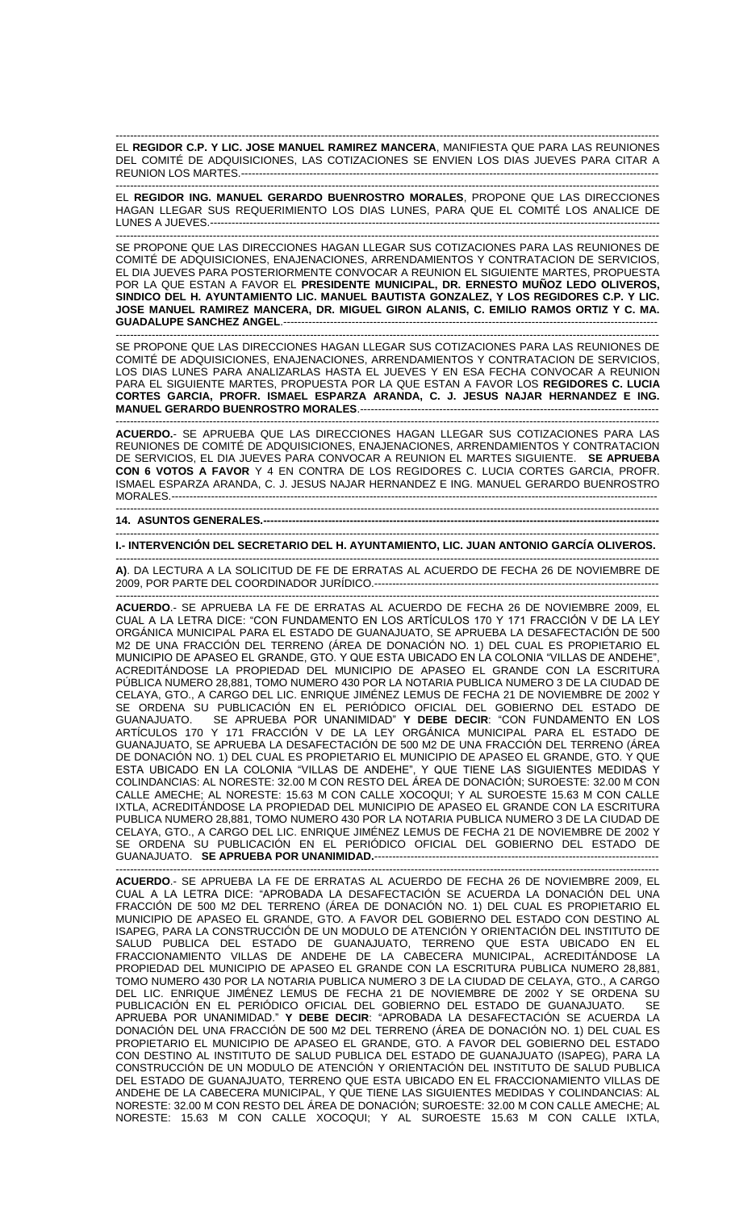EL **REGIDOR C.P. Y LIC. JOSE MANUEL RAMIREZ MANCERA**, MANIFIESTA QUE PARA LAS REUNIONES DEL COMITÉ DE ADQUISICIONES, LAS COTIZACIONES SE ENVIEN LOS DIAS JUEVES PARA CITAR A REUNION LOS MARTES.------------------------------------------------------------------------------------------------------------

EL **REGIDOR ING. MANUEL GERARDO BUENROSTRO MORALES**, PROPONE QUE LAS DIRECCIONES HAGAN LLEGAR SUS REQUERIMIENTO LOS DIAS LUNES, PARA QUE EL COMITÉ LOS ANALICE DE LUNES A JUEVES.-------------------------------------------------------------------------------------------------------------------

SE PROPONE QUE LAS DIRECCIONES HAGAN LLEGAR SUS COTIZACIONES PARA LAS REUNIONES DE COMITÉ DE ADQUISICIONES, ENAJENACIONES, ARRENDAMIENTOS Y CONTRATACION DE SERVICIOS, EL DIA JUEVES PARA POSTERIORMENTE CONVOCAR A REUNION EL SIGUIENTE MARTES, PROPUESTA POR LA QUE ESTAN A FAVOR EL **PRESIDENTE MUNICIPAL, DR. ERNESTO MUÑOZ LEDO OLIVEROS, SINDICO DEL H. AYUNTAMIENTO LIC. MANUEL BAUTISTA GONZALEZ, Y LOS REGIDORES C.P. Y LIC. JOSE MANUEL RAMIREZ MANCERA, DR. MIGUEL GIRON ALANIS, C. EMILIO RAMOS ORTIZ Y C. MA. GUADALUPE SANCHEZ ANGEL**.-----------------------------------------------------------------------------------------------------

SE PROPONE QUE LAS DIRECCIONES HAGAN LLEGAR SUS COTIZACIONES PARA LAS REUNIONES DE COMITÉ DE ADQUISICIONES, ENAJENACIONES, ARRENDAMIENTOS Y CONTRATACION DE SERVICIOS, LOS DIAS LUNES PARA ANALIZARLAS HASTA EL JUEVES Y EN ESA FECHA CONVOCAR A REUNION PARA EL SIGUIENTE MARTES, PROPUESTA POR LA QUE ESTAN A FAVOR LOS **REGIDORES C. LUCIA CORTES GARCIA, PROFR. ISMAEL ESPARZA ARANDA, C. J. JESUS NAJAR HERNANDEZ E ING. MANUEL GERARDO BUENROSTRO MORALES**.--------------------------------------------------------------------------------

**ACUERDO**.- SE APRUEBA QUE LAS DIRECCIONES HAGAN LLEGAR SUS COTIZACIONES PARA LAS REUNIONES DE COMITÉ DE ADQUISICIONES, ENAJENACIONES, ARRENDAMIENTOS Y CONTRATACION DE SERVICIOS, EL DIA JUEVES PARA CONVOCAR A REUNION EL MARTES SIGUIENTE. **SE APRUEBA CON 6 VOTOS A FAVOR** Y 4 EN CONTRA DE LOS REGIDORES C. LUCIA CORTES GARCIA, PROFR. ISMAEL ESPARZA ARANDA, C. J. JESUS NAJAR HERNANDEZ E ING. MANUEL GERARDO BUENROSTRO MORALES.----------------------------------------------------------------------------------------------------------------------------

**14. ASUNTOS GENERALES.---------------------------------------------------------------------------------------------------------**

**I.- INTERVENCIÓN DEL SECRETARIO DEL H. AYUNTAMIENTO, LIC. JUAN ANTONIO GARCÍA OLIVEROS.**

**A)**. DA LECTURA A LA SOLICITUD DE FE DE ERRATAS AL ACUERDO DE FECHA 26 DE NOVIEMBRE DE 2009, POR PARTE DEL COORDINADOR JURÍDICO.--------------------------------------------------------------------------

**ACUERDO**.- SE APRUEBA LA FE DE ERRATAS AL ACUERDO DE FECHA 26 DE NOVIEMBRE 2009, EL CUAL A LA LETRA DICE: "CON FUNDAMENTO EN LOS ARTÍCULOS 170 Y 171 FRACCIÓN V DE LA LEY ORGÁNICA MUNICIPAL PARA EL ESTADO DE GUANAJUATO, SE APRUEBA LA DESAFECTACIÓN DE 500 M2 DE UNA FRACCIÓN DEL TERRENO (ÁREA DE DONACIÓN NO. 1) DEL CUAL ES PROPIETARIO EL MUNICIPIO DE APASEO EL GRANDE, GTO. Y QUE ESTA UBICADO EN LA COLONIA "VILLAS DE ANDEHE", ACREDITÁNDOSE LA PROPIEDAD DEL MUNICIPIO DE APASEO EL GRANDE CON LA ESCRITURA PÚBLICA NUMERO 28,881, TOMO NUMERO 430 POR LA NOTARIA PUBLICA NUMERO 3 DE LA CIUDAD DE CELAYA, GTO., A CARGO DEL LIC. ENRIQUE JIMÉNEZ LEMUS DE FECHA 21 DE NOVIEMBRE DE 2002 Y SE ORDENA SU PUBLICACIÓN EN EL PERIÓDICO OFICIAL DEL GOBIERNO DEL ESTADO DE GUANAJUATO. SE APRUEBA POR UNANIMIDAD" **Y DEBE DECIR**: "CON FUNDAMENTO EN LOS ARTÍCULOS 170 Y 171 FRACCIÓN V DE LA LEY ORGÁNICA MUNICIPAL PARA EL ESTADO DE GUANAJUATO, SE APRUEBA LA DESAFECTACIÓN DE 500 M2 DE UNA FRACCIÓN DEL TERRENO (ÁREA DE DONACIÓN NO. 1) DEL CUAL ES PROPIETARIO EL MUNICIPIO DE APASEO EL GRANDE, GTO. Y QUE ESTA UBICADO EN LA COLONIA "VILLAS DE ANDEHE", Y QUE TIENE LAS SIGUIENTES MEDIDAS Y COLINDANCIAS: AL NORESTE: 32.00 M CON RESTO DEL ÁREA DE DONACIÓN; SUROESTE: 32.00 M CON CALLE AMECHE; AL NORESTE: 15.63 M CON CALLE XOCOQUI; Y AL SUROESTE 15.63 M CON CALLE IXTLA, ACREDITÁNDOSE LA PROPIEDAD DEL MUNICIPIO DE APASEO EL GRANDE CON LA ESCRITURA PUBLICA NUMERO 28,881, TOMO NUMERO 430 POR LA NOTARIA PUBLICA NUMERO 3 DE LA CIUDAD DE CELAYA, GTO., A CARGO DEL LIC. ENRIQUE JIMÉNEZ LEMUS DE FECHA 21 DE NOVIEMBRE DE 2002 Y SE ORDENA SU PUBLICACIÓN EN EL PERIÓDICO OFICIAL DEL GOBIERNO DEL ESTADO DE GUANAJUATO. **SE APRUEBA POR UNANIMIDAD.**-------------------------------------------------------------------------

**ACUERDO**.- SE APRUEBA LA FE DE ERRATAS AL ACUERDO DE FECHA 26 DE NOVIEMBRE 2009, EL CUAL A LA LETRA DICE: "APROBADA LA DESAFECTACIÓN SE ACUERDA LA DONACIÓN DEL UNA FRACCIÓN DE 500 M2 DEL TERRENO (ÁREA DE DONACIÓN NO. 1) DEL CUAL ES PROPIETARIO EL MUNICIPIO DE APASEO EL GRANDE, GTO. A FAVOR DEL GOBIERNO DEL ESTADO CON DESTINO AL ISAPEG, PARA LA CONSTRUCCIÓN DE UN MODULO DE ATENCIÓN Y ORIENTACIÓN DEL INSTITUTO DE SALUD PUBLICA DEL ESTADO DE GUANAJUATO, TERRENO QUE ESTA UBICADO EN EL FRACCIONAMIENTO VILLAS DE ANDEHE DE LA CABECERA MUNICIPAL, ACREDITÁNDOSE LA PROPIEDAD DEL MUNICIPIO DE APASEO EL GRANDE CON LA ESCRITURA PUBLICA NUMERO 28,881, TOMO NUMERO 430 POR LA NOTARIA PUBLICA NUMERO 3 DE LA CIUDAD DE CELAYA, GTO., A CARGO DEL LIC. ENRIQUE JIMÉNEZ LEMUS DE FECHA 21 DE NOVIEMBRE DE 2002 Y SE ORDENA SU PUBLICACIÓN EN EL PERIÓDICO OFICIAL DEL GOBIERNO DEL ESTADO DE GUANAJUATO. SE APRUEBA POR UNANIMIDAD." **Y DEBE DECIR**: "APROBADA LA DESAFECTACIÓN SE ACUERDA LA DONACIÓN DEL UNA FRACCIÓN DE 500 M2 DEL TERRENO (ÁREA DE DONACIÓN NO. 1) DEL CUAL ES PROPIETARIO EL MUNICIPIO DE APASEO EL GRANDE, GTO. A FAVOR DEL GOBIERNO DEL ESTADO CON DESTINO AL INSTITUTO DE SALUD PUBLICA DEL ESTADO DE GUANAJUATO (ISAPEG), PARA LA CONSTRUCCIÓN DE UN MODULO DE ATENCIÓN Y ORIENTACIÓN DEL INSTITUTO DE SALUD PUBLICA DEL ESTADO DE GUANAJUATO, TERRENO QUE ESTA UBICADO EN EL FRACCIONAMIENTO VILLAS DE ANDEHE DE LA CABECERA MUNICIPAL, Y QUE TIENE LAS SIGUIENTES MEDIDAS Y COLINDANCIAS: AL NORESTE: 32.00 M CON RESTO DEL ÁREA DE DONACIÓN; SUROESTE: 32.00 M CON CALLE AMECHE; AL NORESTE: 15.63 M CON CALLE XOCOQUI; Y AL SUROESTE 15.63 M CON CALLE IXTLA,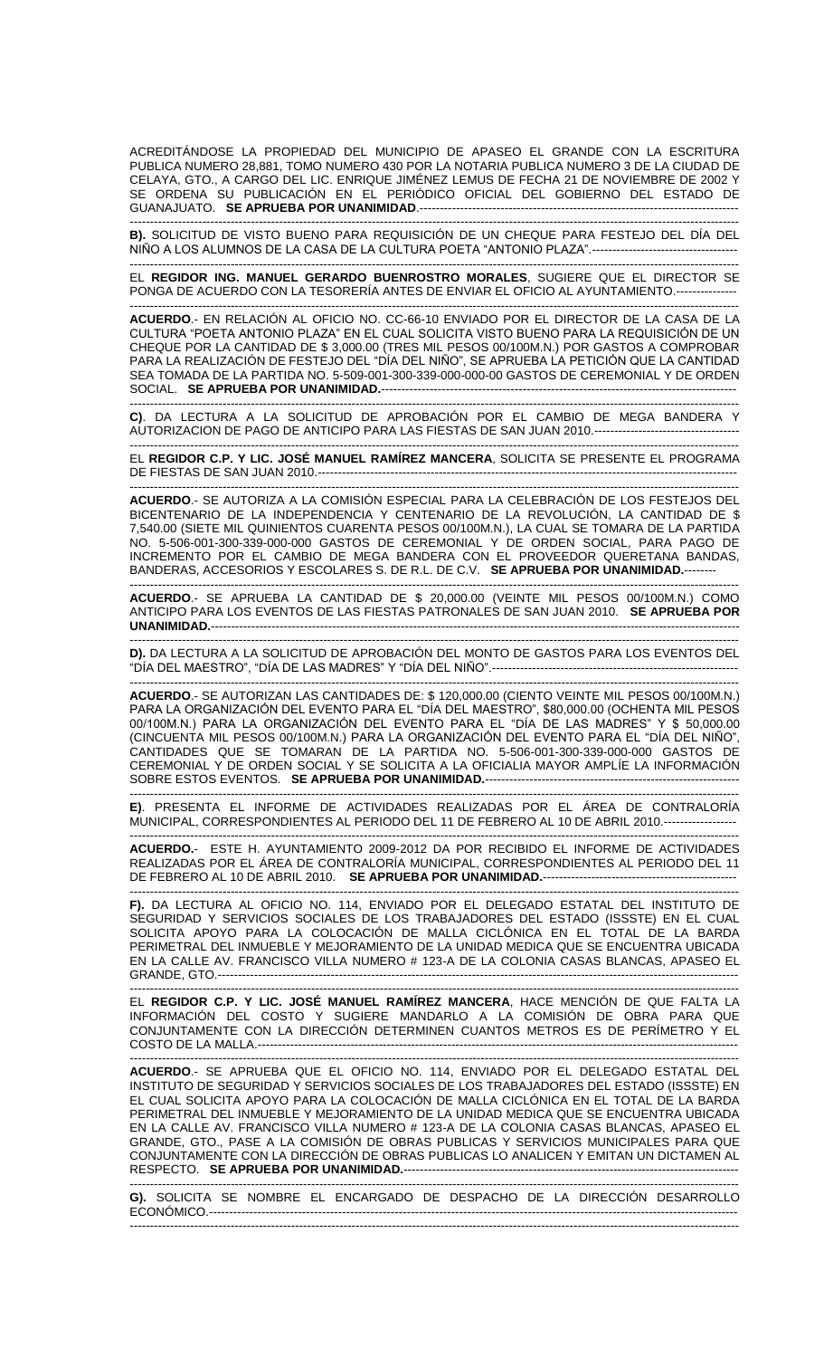ACREDITÁNDOSE LA PROPIEDAD DEL MUNICIPIO DE APASEO EL GRANDE CON LA ESCRITURA PUBLICA NUMERO 28,881, TOMO NUMERO 430 POR LA NOTARIA PUBLICA NUMERO 3 DE LA CIUDAD DE CELAYA, GTO., A CARGO DEL LIC. ENRIQUE JIMÉNEZ LEMUS DE FECHA 21 DE NOVIEMBRE DE 2002 Y SE ORDENA SU PUBLICACIÓN EN EL PERIÓDICO OFICIAL DEL GOBIERNO DEL ESTADO DE GUANAJUATO. **SE APRUEBA POR UNANIMIDAD**.---------------------------------------------------------------------------

**B).** SOLICITUD DE VISTO BUENO PARA REQUISICIÓN DE UN CHEQUE PARA FESTEJO DEL DÍA DEL NIÑO A LOS ALUMNOS DE LA CASA DE LA CULTURA POETA "ANTONIO PLAZA".------------------------------------

EL **REGIDOR ING. MANUEL GERARDO BUENROSTRO MORALES**, SUGIERE QUE EL DIRECTOR SE PONGA DE ACUERDO CON LA TESORERÍA ANTES DE ENVIAR EL OFICIO AL AYUNTAMIENTO.---------------

**ACUERDO**.- EN RELACIÓN AL OFICIO NO. CC-66-10 ENVIADO POR EL DIRECTOR DE LA CASA DE LA CULTURA "POETA ANTONIO PLAZA" EN EL CUAL SOLICITA VISTO BUENO PARA LA REQUISICIÓN DE UN CHEQUE POR LA CANTIDAD DE $ 3,000.00 (TRES MIL PESOS 00/100M.N.) POR GASTOS A COMPROBAR PARA LA REALIZACIÓN DE FESTEJO DEL "DÍA DEL NIÑO", SE APRUEBA LA PETICIÓN QUE LA CANTIDAD SEA TOMADA DE LA PARTIDA NO. 5-509-001-300-339-000-000-00 GASTOS DE CEREMONIAL Y DE ORDEN SOCIAL. **SE APRUEBA POR UNANIMIDAD.**-----------------------------------------------------------------------------------

**C)**. DA LECTURA A LA SOLICITUD DE APROBACIÓN POR EL CAMBIO DE MEGA BANDERA Y AUTORIZACION DE PAGO DE ANTICIPO PARA LAS FIESTAS DE SAN JUAN 2010.------------------------------------

EL **REGIDOR C.P. Y LIC. JOSÉ MANUEL RAMÍREZ MANCERA**, SOLICITA SE PRESENTE EL PROGRAMA DE FIESTAS DE SAN JUAN 2010.-----------------------------------------------------------------------------------------------

**ACUERDO**.- SE AUTORIZA A LA COMISIÓN ESPECIAL PARA LA CELEBRACIÓN DE LOS FESTEJOS DEL BICENTENARIO DE LA INDEPENDENCIA Y CENTENARIO DE LA REVOLUCIÓN, LA CANTIDAD DE $ 7,540.00 (SIETE MIL QUINIENTOS CUARENTA PESOS 00/100M.N.), LA CUAL SE TOMARA DE LA PARTIDA NO. 5-506-001-300-339-000-000 GASTOS DE CEREMONIAL Y DE ORDEN SOCIAL, PARA PAGO DE INCREMENTO POR EL CAMBIO DE MEGA BANDERA CON EL PROVEEDOR QUERETANA BANDAS, BANDERAS, ACCESORIOS Y ESCOLARES S. DE R.L. DE C.V. **SE APRUEBA POR UNANIMIDAD.**--------

**ACUERDO**.- SE APRUEBA LA CANTIDAD DE $ 20,000.00 (VEINTE MIL PESOS 00/100M.N.) COMO ANTICIPO PARA LOS EVENTOS DE LAS FIESTAS PATRONALES DE SAN JUAN 2010. **SE APRUEBA POR UNANIMIDAD.**-------------------------------------------------------------------------------------------------------------------------

**D).** DA LECTURA A LA SOLICITUD DE APROBACIÓN DEL MONTO DE GASTOS PARA LOS EVENTOS DEL "DÍA DEL MAESTRO", "DÍA DE LAS MADRES" Y "DÍA DEL NIÑO".-------------------------------------------------------------

**ACUERDO**.- SE AUTORIZAN LAS CANTIDADES DE: $ 120,000.00 (CIENTO VEINTE MIL PESOS 00/100M.N.) PARA LA ORGANIZACIÓN DEL EVENTO PARA EL "DÍA DEL MAESTRO", $80,000.00 (OCHENTA MIL PESOS 00/100M.N.) PARA LA ORGANIZACIÓN DEL EVENTO PARA EL "DÍA DE LAS MADRES" Y $ 50,000.00 (CINCUENTA MIL PESOS 00/100M.N.) PARA LA ORGANIZACIÓN DEL EVENTO PARA EL "DÍA DEL NIÑO", CANTIDADES QUE SE TOMARAN DE LA PARTIDA NO. 5-506-001-300-339-000-000 GASTOS DE CEREMONIAL Y DE ORDEN SOCIAL Y SE SOLICITA A LA OFICIALIA MAYOR AMPLÍE LA INFORMACIÓN SOBRE ESTOS EVENTOS. **SE APRUEBA POR UNANIMIDAD.**--------------------------------------------------------------

**E)**. PRESENTA EL INFORME DE ACTIVIDADES REALIZADAS POR EL ÁREA DE CONTRALORÍA MUNICIPAL, CORRESPONDIENTES AL PERIODO DEL 11 DE FEBRERO AL 10 DE ABRIL 2010.------------------

**ACUERDO.**- ESTE H. AYUNTAMIENTO 2009-2012 DA POR RECIBIDO EL INFORME DE ACTIVIDADES REALIZADAS POR EL ÁREA DE CONTRALORÍA MUNICIPAL, CORRESPONDIENTES AL PERIODO DEL 11 DE FEBRERO AL 10 DE ABRIL 2010. **SE APRUEBA POR UNANIMIDAD.**------------------------------------------------

**F).** DA LECTURA AL OFICIO NO. 114, ENVIADO POR EL DELEGADO ESTATAL DEL INSTITUTO DE SEGURIDAD Y SERVICIOS SOCIALES DE LOS TRABAJADORES DEL ESTADO (ISSSTE) EN EL CUAL SOLICITA APOYO PARA LA COLOCACIÓN DE MALLA CICLÓNICA EN EL TOTAL DE LA BARDA PERIMETRAL DEL INMUEBLE Y MEJORAMIENTO DE LA UNIDAD MEDICA QUE SE ENCUENTRA UBICADA EN LA CALLE AV. FRANCISCO VILLA NUMERO # 123-A DE LA COLONIA CASAS BLANCAS, APASEO EL GRANDE, GTO.------------------------------------------------------------------------------------------------------------------------

EL **REGIDOR C.P. Y LIC. JOSÉ MANUEL RAMÍREZ MANCERA**, HACE MENCIÓN DE QUE FALTA LA INFORMACIÓN DEL COSTO Y SUGIERE MANDARLO A LA COMISIÓN DE OBRA PARA QUE CONJUNTAMENTE CON LA DIRECCIÓN DETERMINEN CUANTOS METROS ES DE PERÍMETRO Y EL COSTO DE LA MALLA.--------------------------------------------------------------------------------------------------------------

**ACUERDO**.- SE APRUEBA QUE EL OFICIO NO. 114, ENVIADO POR EL DELEGADO ESTATAL DEL INSTITUTO DE SEGURIDAD Y SERVICIOS SOCIALES DE LOS TRABAJADORES DEL ESTADO (ISSSTE) EN EL CUAL SOLICITA APOYO PARA LA COLOCACIÓN DE MALLA CICLÓNICA EN EL TOTAL DE LA BARDA PERIMETRAL DEL INMUEBLE Y MEJORAMIENTO DE LA UNIDAD MEDICA QUE SE ENCUENTRA UBICADA EN LA CALLE AV. FRANCISCO VILLA NUMERO # 123-A DE LA COLONIA CASAS BLANCAS, APASEO EL GRANDE, GTO., PASE A LA COMISIÓN DE OBRAS PUBLICAS Y SERVICIOS MUNICIPALES PARA QUE CONJUNTAMENTE CON LA DIRECCIÓN DE OBRAS PUBLICAS LO ANALICEN Y EMITAN UN DICTAMEN AL RESPECTO. **SE APRUEBA POR UNANIMIDAD.**---------------------------------------------------------------------------

**G).** SOLICITA SE NOMBRE EL ENCARGADO DE DESPACHO DE LA DIRECCIÓN DESARROLLO ECONÓMICO.---------------------------------------------------------------------------------------------------------------------------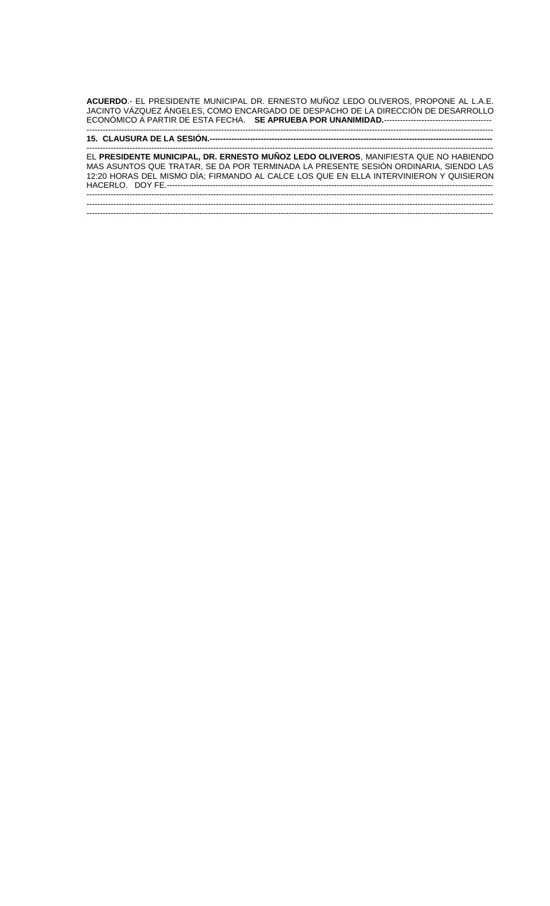**ACUERDO**.- EL PRESIDENTE MUNICIPAL DR. ERNESTO MUÑOZ LEDO OLIVEROS, PROPONE AL L.A.E. JACINTO VÁZQUEZ ÁNGELES, COMO ENCARGADO DE DESPACHO DE LA DIRECCIÓN DE DESARROLLO ECONÓMICO A PARTIR DE ESTA FECHA. **SE APRUEBA POR UNANIMIDAD.**----------------------------------------

---------------------------------------------------------------------------------------------------------------------------------------------

**15. CLAUSURA DE LA SESIÓN.---------------------------------------------------------------------------------------------------------------**

---------------------------------------------------------------------------------------------------------------------------------------------

EL **PRESIDENTE MUNICIPAL, DR. ERNESTO MUÑOZ LEDO OLIVEROS**, MANIFIESTA QUE NO HABIENDO MAS ASUNTOS QUE TRATAR, SE DA POR TERMINADA LA PRESENTE SESIÓN ORDINARIA, SIENDO LAS 12:20 HORAS DEL MISMO DÍA; FIRMANDO AL CALCE LOS QUE EN ELLA INTERVINIERON Y QUISIERON HACERLO. DOY FE.------------------------------------------------------------------------------------------------------------------------------

---------------------------------------------------------------------------------------------------------------------------------------------

---------------------------------------------------------------------------------------------------------------------------------------------

---------------------------------------------------------------------------------------------------------------------------------------------